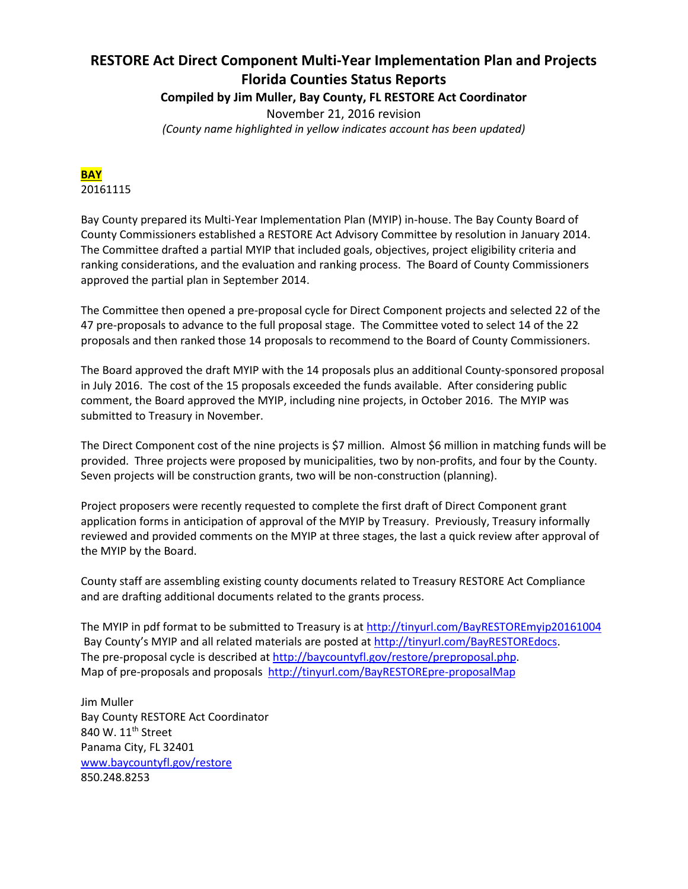# RESTORE Act Direct Component Multi-Year Implementation Plan and Projects Florida Counties Status Reports

**Compiled by Jim Muller, Bay County, FL RESTORE Act Coordinator**

November 21, 2016 revision

*(County name highlighted in yellow indicates account has been updated)*

## BAY

20161115

Bay County prepared its Multi-Year Implementation Plan (MYIP) in-house. The Bay County Board of County Commissioners established a RESTORE Act Advisory Committee by resolution in January 2014. The Committee drafted a partial MYIP that included goals, objectives, project eligibility criteria and ranking considerations, and the evaluation and ranking process. The Board of County Commissioners approved the partial plan in September 2014.

The Committee then opened a pre-proposal cycle for Direct Component projects and selected 22 of the 47 pre-proposals to advance to the full proposal stage. The Committee voted to select 14 of the 22 proposals and then ranked those 14 proposals to recommend to the Board of County Commissioners.

The Board approved the draft MYIP with the 14 proposals plus an additional County-sponsored proposal in July 2016. The cost of the 15 proposals exceeded the funds available. After considering public comment, the Board approved the MYIP, including nine projects, in October 2016. The MYIP was submitted to Treasury in November.

The Direct Component cost of the nine projects is $7 million. Almost $6 million in matching funds will be provided. Three projects were proposed by municipalities, two by non-profits, and four by the County. Seven projects will be construction grants, two will be non-construction (planning).

Project proposers were recently requested to complete the first draft of Direct Component grant application forms in anticipation of approval of the MYIP by Treasury. Previously, Treasury informally reviewed and provided comments on the MYIP at three stages, the last a quick review after approval of the MYIP by the Board.

County staff are assembling existing county documents related to Treasury RESTORE Act Compliance and are drafting additional documents related to the grants process.

The MYIP in pdf format to be submitted to Treasury is at http://tinyurl.com/BayRESTOREmyip20161004
Bay County's MYIP and all related materials are posted at http://tinyurl.com/BayRESTOREdocs.
The pre-proposal cycle is described at http://baycountyfl.gov/restore/preproposal.php.
Map of pre-proposals and proposals http://tinyurl.com/BayRESTOREpre-proposalMap

Jim Muller
Bay County RESTORE Act Coordinator
840 W. 11th Street
Panama City, FL 32401
www.baycountyfl.gov/restore
850.248.8253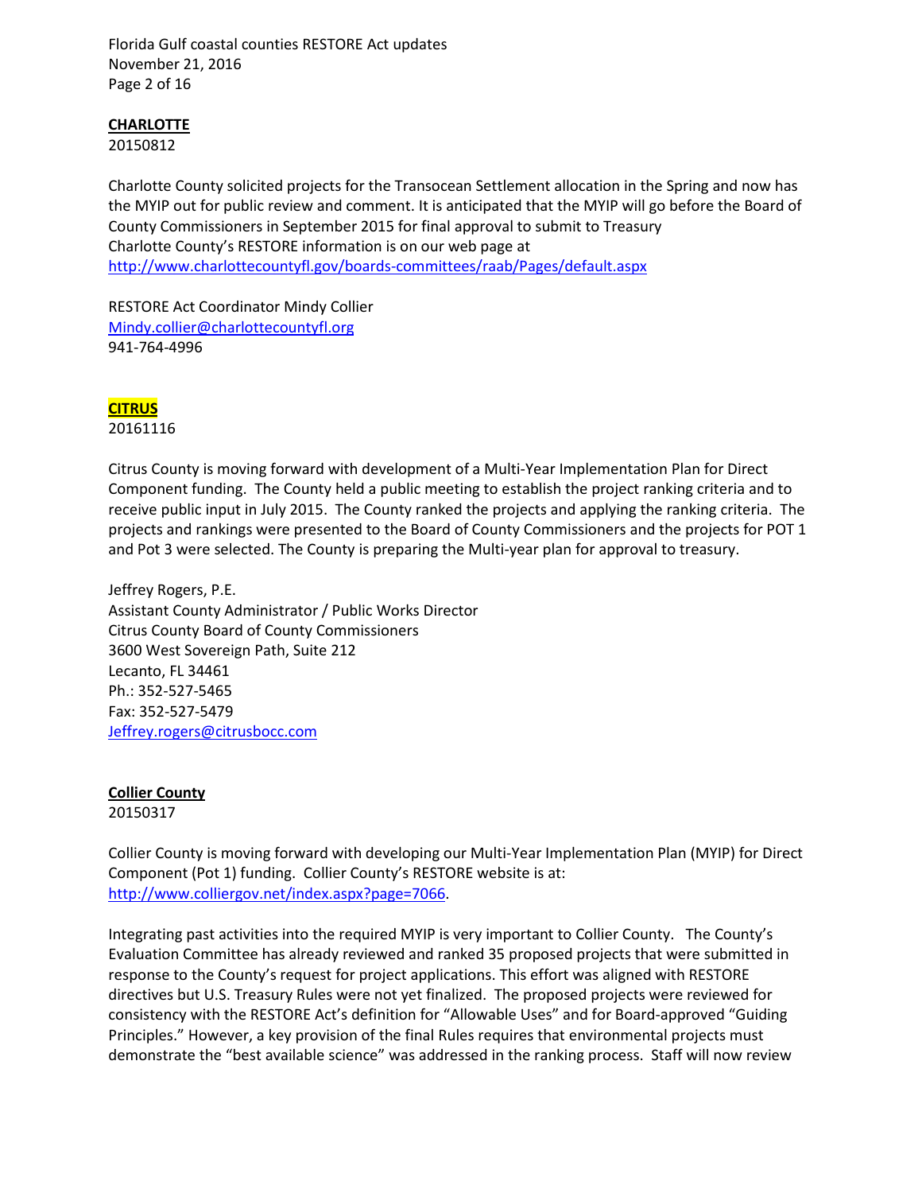**CHARLOTTE**

20150812

Charlotte County solicited projects for the Transocean Settlement allocation in the Spring and now has the MYIP out for public review and comment. It is anticipated that the MYIP will go before the Board of County Commissioners in September 2015 for final approval to submit to Treasury

Charlotte County's RESTORE information is on our web page at http://www.charlottecountyfl.gov/boards-committees/raab/Pages/default.aspx

RESTORE Act Coordinator Mindy Collier

Mindy.collier@charlottecountyfl.org

941-764-4996

**CITRUS**

20161116

Citrus County is moving forward with development of a Multi-Year Implementation Plan for Direct Component funding. The County held a public meeting to establish the project ranking criteria and to receive public input in July 2015. The County ranked the projects and applying the ranking criteria. The projects and rankings were presented to the Board of County Commissioners and the projects for POT 1 and Pot 3 were selected. The County is preparing the Multi-year plan for approval to treasury.

Jeffrey Rogers, P.E.

Assistant County Administrator / Public Works Director

Citrus County Board of County Commissioners

3600 West Sovereign Path, Suite 212

Lecanto, FL 34461

Ph.: 352-527-5465

Fax: 352-527-5479

Jeffrey.rogers@citrusbocc.com

**Collier County**

20150317

Collier County is moving forward with developing our Multi-Year Implementation Plan (MYIP) for Direct Component (Pot 1) funding. Collier County's RESTORE website is at: http://www.colliergov.net/index.aspx?page=7066.

Integrating past activities into the required MYIP is very important to Collier County. The County's Evaluation Committee has already reviewed and ranked 35 proposed projects that were submitted in response to the County's request for project applications. This effort was aligned with RESTORE directives but U.S. Treasury Rules were not yet finalized. The proposed projects were reviewed for consistency with the RESTORE Act's definition for "Allowable Uses" and for Board-approved "Guiding Principles." However, a key provision of the final Rules requires that environmental projects must demonstrate the "best available science" was addressed in the ranking process. Staff will now review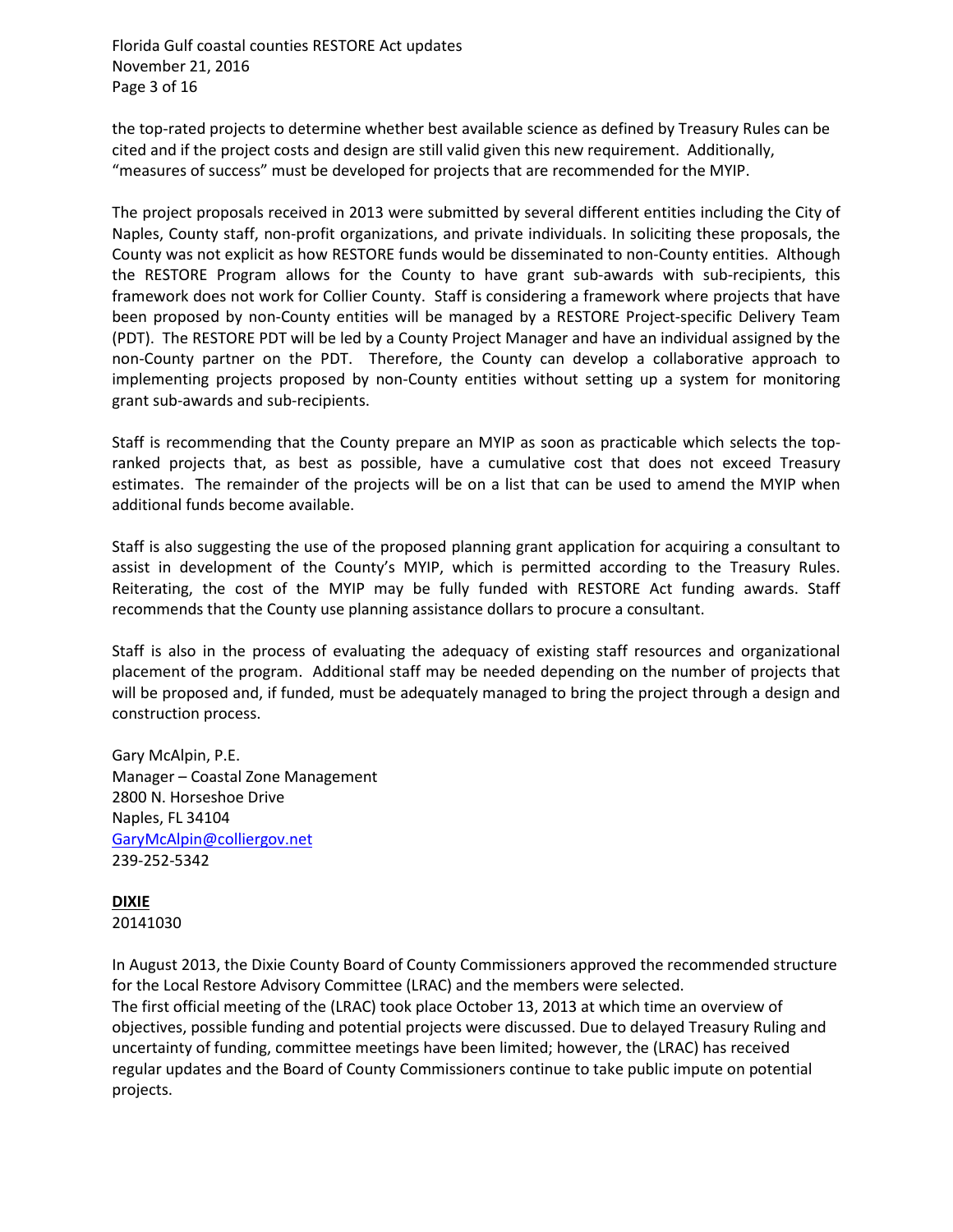the top-rated projects to determine whether best available science as defined by Treasury Rules can be cited and if the project costs and design are still valid given this new requirement. Additionally, "measures of success" must be developed for projects that are recommended for the MYIP.

The project proposals received in 2013 were submitted by several different entities including the City of Naples, County staff, non-profit organizations, and private individuals. In soliciting these proposals, the County was not explicit as how RESTORE funds would be disseminated to non-County entities. Although the RESTORE Program allows for the County to have grant sub-awards with sub-recipients, this framework does not work for Collier County. Staff is considering a framework where projects that have been proposed by non-County entities will be managed by a RESTORE Project-specific Delivery Team (PDT). The RESTORE PDT will be led by a County Project Manager and have an individual assigned by the non-County partner on the PDT. Therefore, the County can develop a collaborative approach to implementing projects proposed by non-County entities without setting up a system for monitoring grant sub-awards and sub-recipients.

Staff is recommending that the County prepare an MYIP as soon as practicable which selects the top-ranked projects that, as best as possible, have a cumulative cost that does not exceed Treasury estimates. The remainder of the projects will be on a list that can be used to amend the MYIP when additional funds become available.

Staff is also suggesting the use of the proposed planning grant application for acquiring a consultant to assist in development of the County's MYIP, which is permitted according to the Treasury Rules. Reiterating, the cost of the MYIP may be fully funded with RESTORE Act funding awards. Staff recommends that the County use planning assistance dollars to procure a consultant.

Staff is also in the process of evaluating the adequacy of existing staff resources and organizational placement of the program. Additional staff may be needed depending on the number of projects that will be proposed and, if funded, must be adequately managed to bring the project through a design and construction process.

Gary McAlpin, P.E.
Manager – Coastal Zone Management
2800 N. Horseshoe Drive
Naples, FL 34104
GaryMcAlpin@colliergov.net
239-252-5342

**DIXIE**
20141030

In August 2013, the Dixie County Board of County Commissioners approved the recommended structure for the Local Restore Advisory Committee (LRAC) and the members were selected.
The first official meeting of the (LRAC) took place October 13, 2013 at which time an overview of objectives, possible funding and potential projects were discussed. Due to delayed Treasury Ruling and uncertainty of funding, committee meetings have been limited; however, the (LRAC) has received regular updates and the Board of County Commissioners continue to take public impute on potential projects.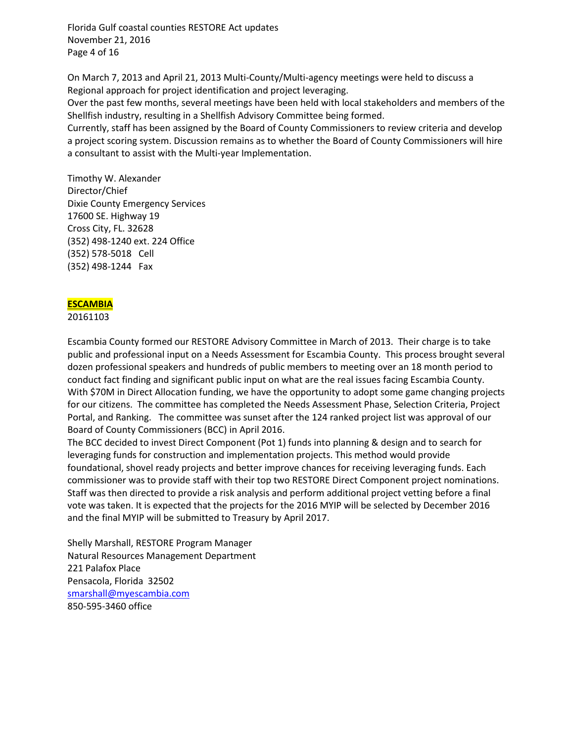On March 7, 2013 and April 21, 2013 Multi-County/Multi-agency meetings were held to discuss a Regional approach for project identification and project leveraging.
Over the past few months, several meetings have been held with local stakeholders and members of the Shellfish industry, resulting in a Shellfish Advisory Committee being formed.
Currently, staff has been assigned by the Board of County Commissioners to review criteria and develop a project scoring system. Discussion remains as to whether the Board of County Commissioners will hire a consultant to assist with the Multi-year Implementation.

Timothy W. Alexander
Director/Chief
Dixie County Emergency Services
17600 SE. Highway 19
Cross City, FL. 32628
(352) 498-1240 ext. 224 Office
(352) 578-5018 Cell
(352) 498-1244 Fax

## ESCAMBIA

20161103

Escambia County formed our RESTORE Advisory Committee in March of 2013. Their charge is to take public and professional input on a Needs Assessment for Escambia County. This process brought several dozen professional speakers and hundreds of public members to meeting over an 18 month period to conduct fact finding and significant public input on what are the real issues facing Escambia County. With $70M in Direct Allocation funding, we have the opportunity to adopt some game changing projects for our citizens. The committee has completed the Needs Assessment Phase, Selection Criteria, Project Portal, and Ranking. The committee was sunset after the 124 ranked project list was approval of our Board of County Commissioners (BCC) in April 2016.
The BCC decided to invest Direct Component (Pot 1) funds into planning & design and to search for leveraging funds for construction and implementation projects. This method would provide foundational, shovel ready projects and better improve chances for receiving leveraging funds. Each commissioner was to provide staff with their top two RESTORE Direct Component project nominations. Staff was then directed to provide a risk analysis and perform additional project vetting before a final vote was taken. It is expected that the projects for the 2016 MYIP will be selected by December 2016 and the final MYIP will be submitted to Treasury by April 2017.

Shelly Marshall, RESTORE Program Manager
Natural Resources Management Department
221 Palafox Place
Pensacola, Florida 32502
smarshall@myescambia.com
850-595-3460 office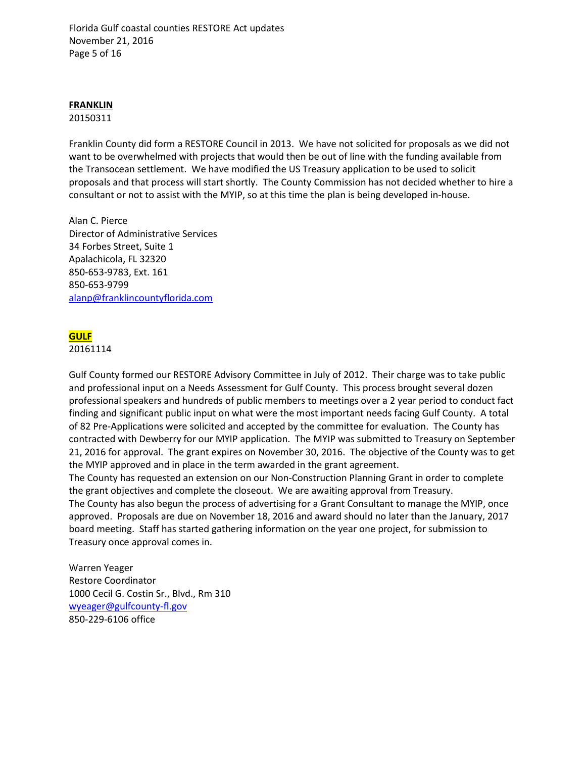**FRANKLIN**
20150311

Franklin County did form a RESTORE Council in 2013. We have not solicited for proposals as we did not want to be overwhelmed with projects that would then be out of line with the funding available from the Transocean settlement. We have modified the US Treasury application to be used to solicit proposals and that process will start shortly. The County Commission has not decided whether to hire a consultant or not to assist with the MYIP, so at this time the plan is being developed in-house.

Alan C. Pierce
Director of Administrative Services
34 Forbes Street, Suite 1
Apalachicola, FL 32320
850-653-9783, Ext. 161
850-653-9799
alanp@franklincountyflorida.com

**GULF**
20161114

Gulf County formed our RESTORE Advisory Committee in July of 2012. Their charge was to take public and professional input on a Needs Assessment for Gulf County. This process brought several dozen professional speakers and hundreds of public members to meetings over a 2 year period to conduct fact finding and significant public input on what were the most important needs facing Gulf County. A total of 82 Pre-Applications were solicited and accepted by the committee for evaluation. The County has contracted with Dewberry for our MYIP application. The MYIP was submitted to Treasury on September 21, 2016 for approval. The grant expires on November 30, 2016. The objective of the County was to get the MYIP approved and in place in the term awarded in the grant agreement.
The County has requested an extension on our Non-Construction Planning Grant in order to complete the grant objectives and complete the closeout. We are awaiting approval from Treasury.
The County has also begun the process of advertising for a Grant Consultant to manage the MYIP, once approved. Proposals are due on November 18, 2016 and award should no later than the January, 2017 board meeting. Staff has started gathering information on the year one project, for submission to Treasury once approval comes in.

Warren Yeager
Restore Coordinator
1000 Cecil G. Costin Sr., Blvd., Rm 310
wyeager@gulfcounty-fl.gov
850-229-6106 office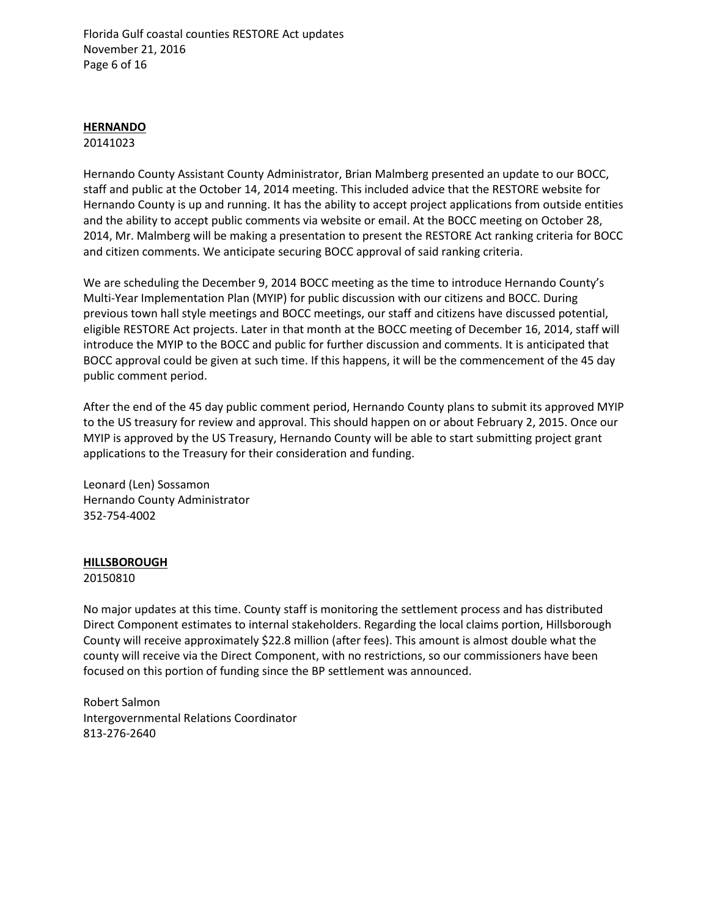**<u>HERNANDO</u>**

20141023

Hernando County Assistant County Administrator, Brian Malmberg presented an update to our BOCC, staff and public at the October 14, 2014 meeting. This included advice that the RESTORE website for Hernando County is up and running. It has the ability to accept project applications from outside entities and the ability to accept public comments via website or email. At the BOCC meeting on October 28, 2014, Mr. Malmberg will be making a presentation to present the RESTORE Act ranking criteria for BOCC and citizen comments. We anticipate securing BOCC approval of said ranking criteria.

We are scheduling the December 9, 2014 BOCC meeting as the time to introduce Hernando County's Multi-Year Implementation Plan (MYIP) for public discussion with our citizens and BOCC. During previous town hall style meetings and BOCC meetings, our staff and citizens have discussed potential, eligible RESTORE Act projects. Later in that month at the BOCC meeting of December 16, 2014, staff will introduce the MYIP to the BOCC and public for further discussion and comments. It is anticipated that BOCC approval could be given at such time. If this happens, it will be the commencement of the 45 day public comment period.

After the end of the 45 day public comment period, Hernando County plans to submit its approved MYIP to the US treasury for review and approval. This should happen on or about February 2, 2015. Once our MYIP is approved by the US Treasury, Hernando County will be able to start submitting project grant applications to the Treasury for their consideration and funding.

Leonard (Len) Sossamon
Hernando County Administrator
352-754-4002

**<u>HILLSBOROUGH</u>**

20150810

No major updates at this time. County staff is monitoring the settlement process and has distributed Direct Component estimates to internal stakeholders. Regarding the local claims portion, Hillsborough County will receive approximately $22.8 million (after fees). This amount is almost double what the county will receive via the Direct Component, with no restrictions, so our commissioners have been focused on this portion of funding since the BP settlement was announced.

Robert Salmon
Intergovernmental Relations Coordinator
813-276-2640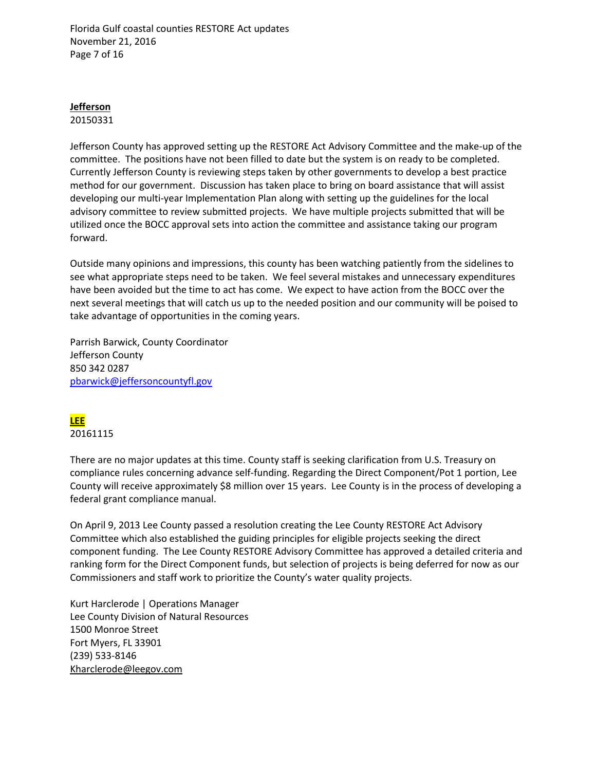**Jefferson**

20150331

Jefferson County has approved setting up the RESTORE Act Advisory Committee and the make-up of the committee. The positions have not been filled to date but the system is on ready to be completed. Currently Jefferson County is reviewing steps taken by other governments to develop a best practice method for our government. Discussion has taken place to bring on board assistance that will assist developing our multi-year Implementation Plan along with setting up the guidelines for the local advisory committee to review submitted projects. We have multiple projects submitted that will be utilized once the BOCC approval sets into action the committee and assistance taking our program forward.

Outside many opinions and impressions, this county has been watching patiently from the sidelines to see what appropriate steps need to be taken. We feel several mistakes and unnecessary expenditures have been avoided but the time to act has come. We expect to have action from the BOCC over the next several meetings that will catch us up to the needed position and our community will be poised to take advantage of opportunities in the coming years.

Parrish Barwick, County Coordinator
Jefferson County
850 342 0287
pbarwick@jeffersoncountyfl.gov

**LEE**

20161115

There are no major updates at this time. County staff is seeking clarification from U.S. Treasury on compliance rules concerning advance self-funding. Regarding the Direct Component/Pot 1 portion, Lee County will receive approximately $8 million over 15 years. Lee County is in the process of developing a federal grant compliance manual.

On April 9, 2013 Lee County passed a resolution creating the Lee County RESTORE Act Advisory Committee which also established the guiding principles for eligible projects seeking the direct component funding. The Lee County RESTORE Advisory Committee has approved a detailed criteria and ranking form for the Direct Component funds, but selection of projects is being deferred for now as our Commissioners and staff work to prioritize the County's water quality projects.

Kurt Harclerode | Operations Manager
Lee County Division of Natural Resources
1500 Monroe Street
Fort Myers, FL 33901
(239) 533-8146
Kharclerode@leegov.com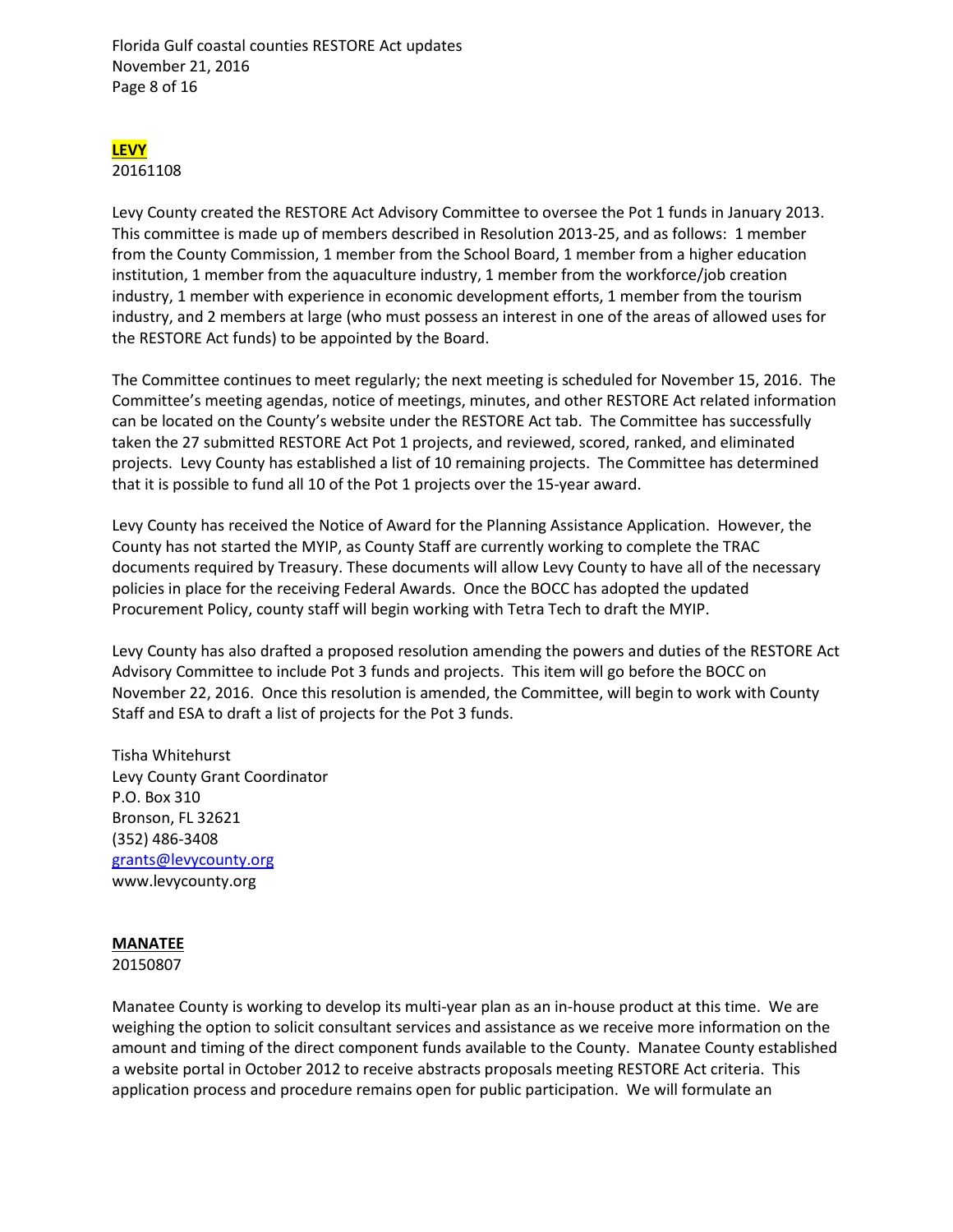## LEVY

20161108

Levy County created the RESTORE Act Advisory Committee to oversee the Pot 1 funds in January 2013. This committee is made up of members described in Resolution 2013-25, and as follows: 1 member from the County Commission, 1 member from the School Board, 1 member from a higher education institution, 1 member from the aquaculture industry, 1 member from the workforce/job creation industry, 1 member with experience in economic development efforts, 1 member from the tourism industry, and 2 members at large (who must possess an interest in one of the areas of allowed uses for the RESTORE Act funds) to be appointed by the Board.

The Committee continues to meet regularly; the next meeting is scheduled for November 15, 2016. The Committee's meeting agendas, notice of meetings, minutes, and other RESTORE Act related information can be located on the County's website under the RESTORE Act tab. The Committee has successfully taken the 27 submitted RESTORE Act Pot 1 projects, and reviewed, scored, ranked, and eliminated projects. Levy County has established a list of 10 remaining projects. The Committee has determined that it is possible to fund all 10 of the Pot 1 projects over the 15-year award.

Levy County has received the Notice of Award for the Planning Assistance Application. However, the County has not started the MYIP, as County Staff are currently working to complete the TRAC documents required by Treasury. These documents will allow Levy County to have all of the necessary policies in place for the receiving Federal Awards. Once the BOCC has adopted the updated Procurement Policy, county staff will begin working with Tetra Tech to draft the MYIP.

Levy County has also drafted a proposed resolution amending the powers and duties of the RESTORE Act Advisory Committee to include Pot 3 funds and projects. This item will go before the BOCC on November 22, 2016. Once this resolution is amended, the Committee, will begin to work with County Staff and ESA to draft a list of projects for the Pot 3 funds.

Tisha Whitehurst
Levy County Grant Coordinator
P.O. Box 310
Bronson, FL 32621
(352) 486-3408
grants@levycounty.org
www.levycounty.org

## MANATEE

20150807

Manatee County is working to develop its multi-year plan as an in-house product at this time. We are weighing the option to solicit consultant services and assistance as we receive more information on the amount and timing of the direct component funds available to the County. Manatee County established a website portal in October 2012 to receive abstracts proposals meeting RESTORE Act criteria. This application process and procedure remains open for public participation. We will formulate an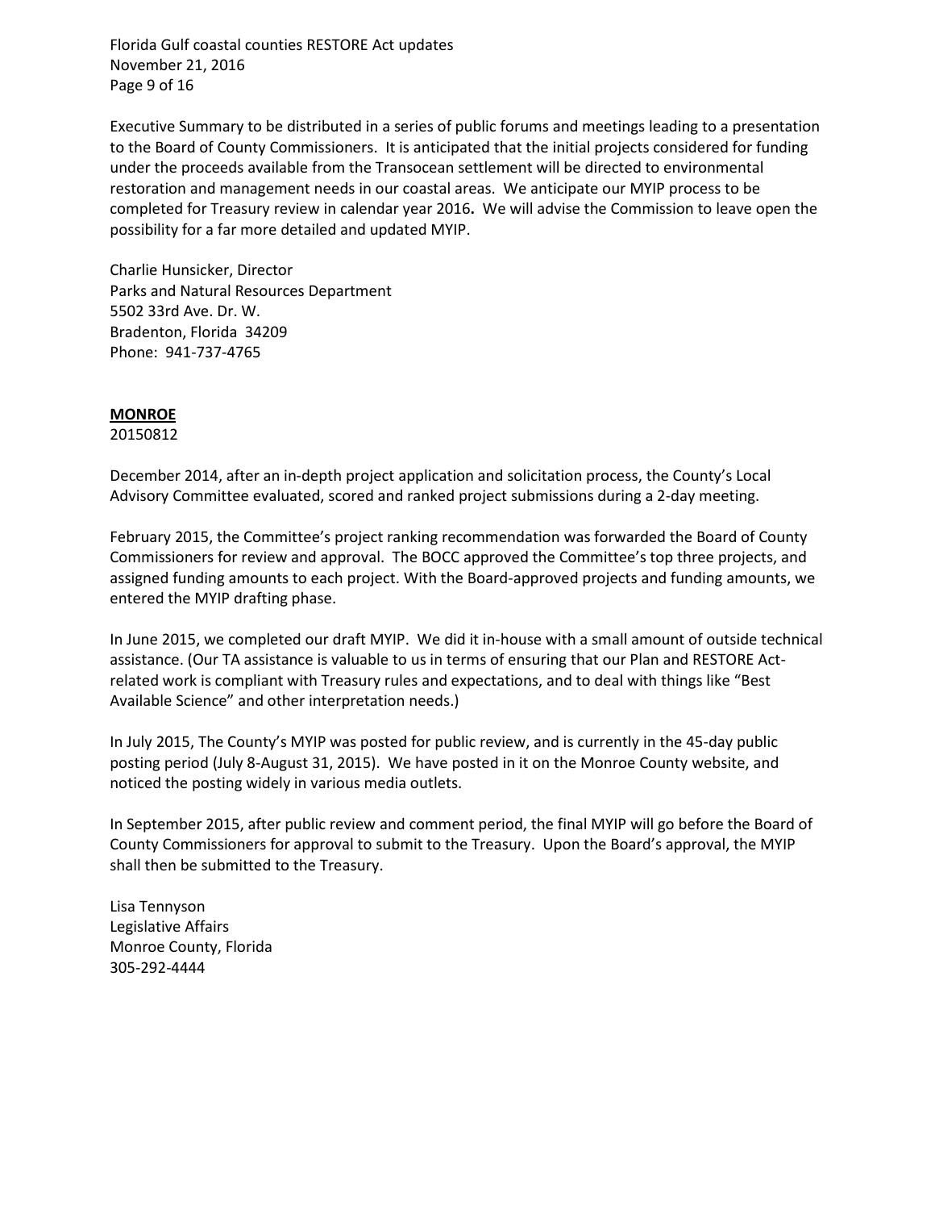Executive Summary to be distributed in a series of public forums and meetings leading to a presentation to the Board of County Commissioners. It is anticipated that the initial projects considered for funding under the proceeds available from the Transocean settlement will be directed to environmental restoration and management needs in our coastal areas. We anticipate our MYIP process to be completed for Treasury review in calendar year 2016**.** We will advise the Commission to leave open the possibility for a far more detailed and updated MYIP.

Charlie Hunsicker, Director
Parks and Natural Resources Department
5502 33rd Ave. Dr. W.
Bradenton, Florida 34209
Phone: 941-737-4765

**MONROE**

20150812

December 2014, after an in-depth project application and solicitation process, the County's Local Advisory Committee evaluated, scored and ranked project submissions during a 2-day meeting.

February 2015, the Committee's project ranking recommendation was forwarded the Board of County Commissioners for review and approval. The BOCC approved the Committee's top three projects, and assigned funding amounts to each project. With the Board-approved projects and funding amounts, we entered the MYIP drafting phase.

In June 2015, we completed our draft MYIP. We did it in-house with a small amount of outside technical assistance. (Our TA assistance is valuable to us in terms of ensuring that our Plan and RESTORE Act-related work is compliant with Treasury rules and expectations, and to deal with things like "Best Available Science" and other interpretation needs.)

In July 2015, The County's MYIP was posted for public review, and is currently in the 45-day public posting period (July 8-August 31, 2015). We have posted in it on the Monroe County website, and noticed the posting widely in various media outlets.

In September 2015, after public review and comment period, the final MYIP will go before the Board of County Commissioners for approval to submit to the Treasury. Upon the Board's approval, the MYIP shall then be submitted to the Treasury.

Lisa Tennyson
Legislative Affairs
Monroe County, Florida
305-292-4444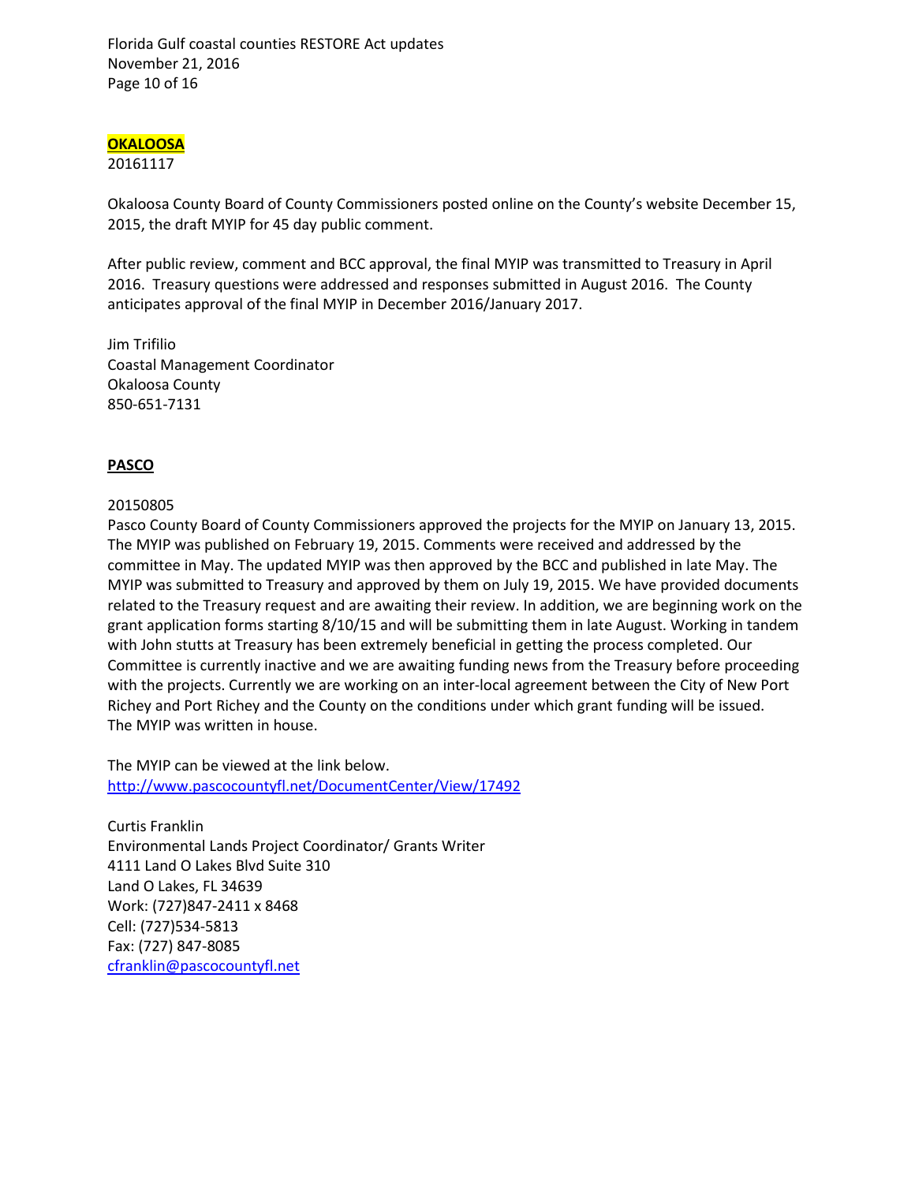## OKALOOSA

20161117

Okaloosa County Board of County Commissioners posted online on the County's website December 15, 2015, the draft MYIP for 45 day public comment.

After public review, comment and BCC approval, the final MYIP was transmitted to Treasury in April 2016. Treasury questions were addressed and responses submitted in August 2016. The County anticipates approval of the final MYIP in December 2016/January 2017.

Jim Trifilio
Coastal Management Coordinator
Okaloosa County
850-651-7131

## PASCO

20150805

Pasco County Board of County Commissioners approved the projects for the MYIP on January 13, 2015. The MYIP was published on February 19, 2015. Comments were received and addressed by the committee in May. The updated MYIP was then approved by the BCC and published in late May. The MYIP was submitted to Treasury and approved by them on July 19, 2015. We have provided documents related to the Treasury request and are awaiting their review. In addition, we are beginning work on the grant application forms starting 8/10/15 and will be submitting them in late August. Working in tandem with John stutts at Treasury has been extremely beneficial in getting the process completed. Our Committee is currently inactive and we are awaiting funding news from the Treasury before proceeding with the projects. Currently we are working on an inter-local agreement between the City of New Port Richey and Port Richey and the County on the conditions under which grant funding will be issued. The MYIP was written in house.

The MYIP can be viewed at the link below.
http://www.pascocountyfl.net/DocumentCenter/View/17492

Curtis Franklin
Environmental Lands Project Coordinator/ Grants Writer
4111 Land O Lakes Blvd Suite 310
Land O Lakes, FL 34639
Work: (727)847-2411 x 8468
Cell: (727)534-5813
Fax: (727) 847-8085
cfranklin@pascocountyfl.net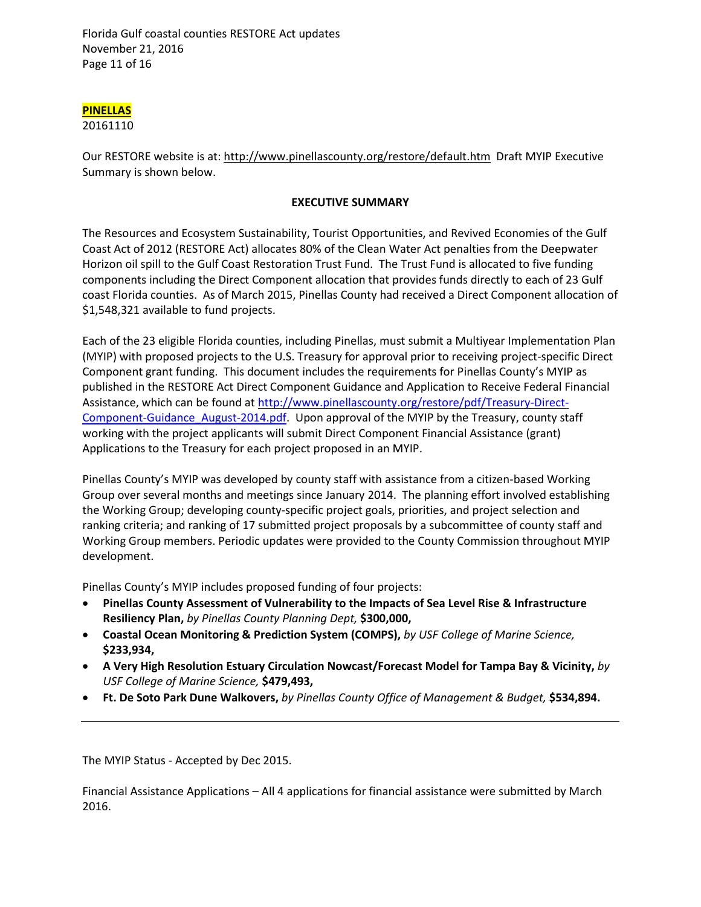## PINELLAS

20161110

Our RESTORE website is at: http://www.pinellascounty.org/restore/default.htm Draft MYIP Executive Summary is shown below.

### EXECUTIVE SUMMARY

The Resources and Ecosystem Sustainability, Tourist Opportunities, and Revived Economies of the Gulf Coast Act of 2012 (RESTORE Act) allocates 80% of the Clean Water Act penalties from the Deepwater Horizon oil spill to the Gulf Coast Restoration Trust Fund. The Trust Fund is allocated to five funding components including the Direct Component allocation that provides funds directly to each of 23 Gulf coast Florida counties. As of March 2015, Pinellas County had received a Direct Component allocation of $1,548,321 available to fund projects.

Each of the 23 eligible Florida counties, including Pinellas, must submit a Multiyear Implementation Plan (MYIP) with proposed projects to the U.S. Treasury for approval prior to receiving project-specific Direct Component grant funding. This document includes the requirements for Pinellas County's MYIP as published in the RESTORE Act Direct Component Guidance and Application to Receive Federal Financial Assistance, which can be found at http://www.pinellascounty.org/restore/pdf/Treasury-Direct-Component-Guidance_August-2014.pdf. Upon approval of the MYIP by the Treasury, county staff working with the project applicants will submit Direct Component Financial Assistance (grant) Applications to the Treasury for each project proposed in an MYIP.

Pinellas County's MYIP was developed by county staff with assistance from a citizen-based Working Group over several months and meetings since January 2014. The planning effort involved establishing the Working Group; developing county-specific project goals, priorities, and project selection and ranking criteria; and ranking of 17 submitted project proposals by a subcommittee of county staff and Working Group members. Periodic updates were provided to the County Commission throughout MYIP development.

Pinellas County's MYIP includes proposed funding of four projects:

- **Pinellas County Assessment of Vulnerability to the Impacts of Sea Level Rise & Infrastructure Resiliency Plan,** *by Pinellas County Planning Dept,* **$300,000,**
- **Coastal Ocean Monitoring & Prediction System (COMPS),** *by USF College of Marine Science,* **$233,934,**
- **A Very High Resolution Estuary Circulation Nowcast/Forecast Model for Tampa Bay & Vicinity,** *by USF College of Marine Science,* **$479,493,**
- **Ft. De Soto Park Dune Walkovers,** *by Pinellas County Office of Management & Budget,* **$534,894.**

---

The MYIP Status - Accepted by Dec 2015.

Financial Assistance Applications – All 4 applications for financial assistance were submitted by March 2016.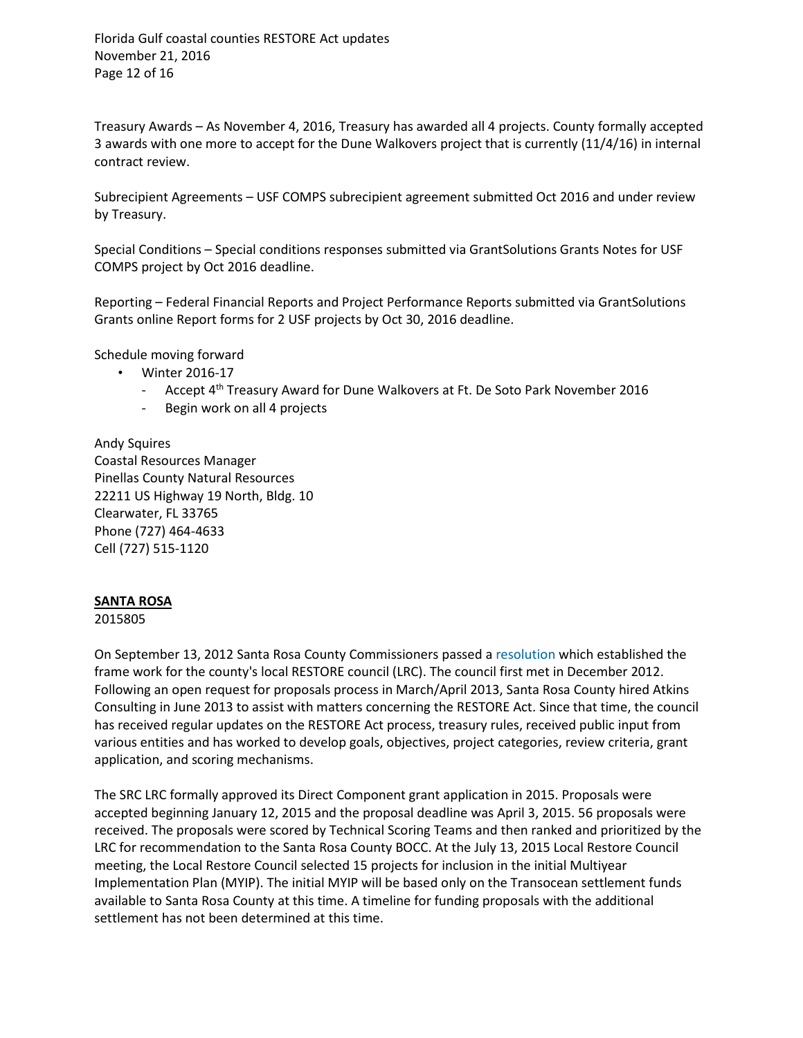Treasury Awards – As November 4, 2016, Treasury has awarded all 4 projects. County formally accepted 3 awards with one more to accept for the Dune Walkovers project that is currently (11/4/16) in internal contract review.

Subrecipient Agreements – USF COMPS subrecipient agreement submitted Oct 2016 and under review by Treasury.

Special Conditions – Special conditions responses submitted via GrantSolutions Grants Notes for USF COMPS project by Oct 2016 deadline.

Reporting – Federal Financial Reports and Project Performance Reports submitted via GrantSolutions Grants online Report forms for 2 USF projects by Oct 30, 2016 deadline.

Schedule moving forward

- Winter 2016-17
  - Accept 4th Treasury Award for Dune Walkovers at Ft. De Soto Park November 2016
  - Begin work on all 4 projects

Andy Squires
Coastal Resources Manager
Pinellas County Natural Resources
22211 US Highway 19 North, Bldg. 10
Clearwater, FL 33765
Phone (727) 464-4633
Cell (727) 515-1120

**SANTA ROSA**

2015805

On September 13, 2012 Santa Rosa County Commissioners passed a resolution which established the frame work for the county's local RESTORE council (LRC). The council first met in December 2012. Following an open request for proposals process in March/April 2013, Santa Rosa County hired Atkins Consulting in June 2013 to assist with matters concerning the RESTORE Act. Since that time, the council has received regular updates on the RESTORE Act process, treasury rules, received public input from various entities and has worked to develop goals, objectives, project categories, review criteria, grant application, and scoring mechanisms.

The SRC LRC formally approved its Direct Component grant application in 2015. Proposals were accepted beginning January 12, 2015 and the proposal deadline was April 3, 2015. 56 proposals were received. The proposals were scored by Technical Scoring Teams and then ranked and prioritized by the LRC for recommendation to the Santa Rosa County BOCC. At the July 13, 2015 Local Restore Council meeting, the Local Restore Council selected 15 projects for inclusion in the initial Multiyear Implementation Plan (MYIP). The initial MYIP will be based only on the Transocean settlement funds available to Santa Rosa County at this time. A timeline for funding proposals with the additional settlement has not been determined at this time.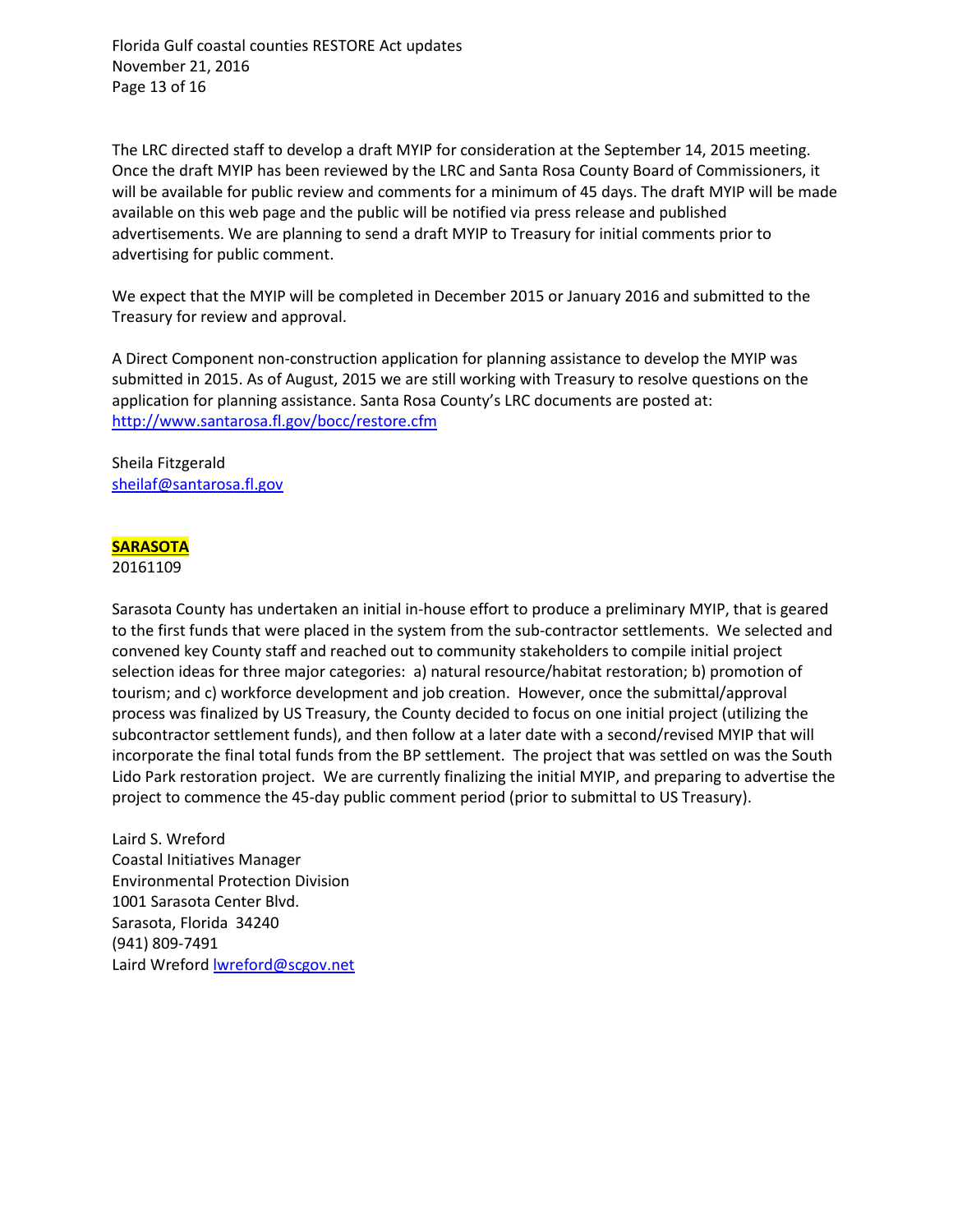The LRC directed staff to develop a draft MYIP for consideration at the September 14, 2015 meeting. Once the draft MYIP has been reviewed by the LRC and Santa Rosa County Board of Commissioners, it will be available for public review and comments for a minimum of 45 days. The draft MYIP will be made available on this web page and the public will be notified via press release and published advertisements. We are planning to send a draft MYIP to Treasury for initial comments prior to advertising for public comment.

We expect that the MYIP will be completed in December 2015 or January 2016 and submitted to the Treasury for review and approval.

A Direct Component non-construction application for planning assistance to develop the MYIP was submitted in 2015. As of August, 2015 we are still working with Treasury to resolve questions on the application for planning assistance. Santa Rosa County's LRC documents are posted at: http://www.santarosa.fl.gov/bocc/restore.cfm

Sheila Fitzgerald
sheilaf@santarosa.fl.gov

**SARASOTA**
20161109

Sarasota County has undertaken an initial in-house effort to produce a preliminary MYIP, that is geared to the first funds that were placed in the system from the sub-contractor settlements. We selected and convened key County staff and reached out to community stakeholders to compile initial project selection ideas for three major categories: a) natural resource/habitat restoration; b) promotion of tourism; and c) workforce development and job creation. However, once the submittal/approval process was finalized by US Treasury, the County decided to focus on one initial project (utilizing the subcontractor settlement funds), and then follow at a later date with a second/revised MYIP that will incorporate the final total funds from the BP settlement. The project that was settled on was the South Lido Park restoration project. We are currently finalizing the initial MYIP, and preparing to advertise the project to commence the 45-day public comment period (prior to submittal to US Treasury).

Laird S. Wreford
Coastal Initiatives Manager
Environmental Protection Division
1001 Sarasota Center Blvd.
Sarasota, Florida 34240
(941) 809-7491
Laird Wreford lwreford@scgov.net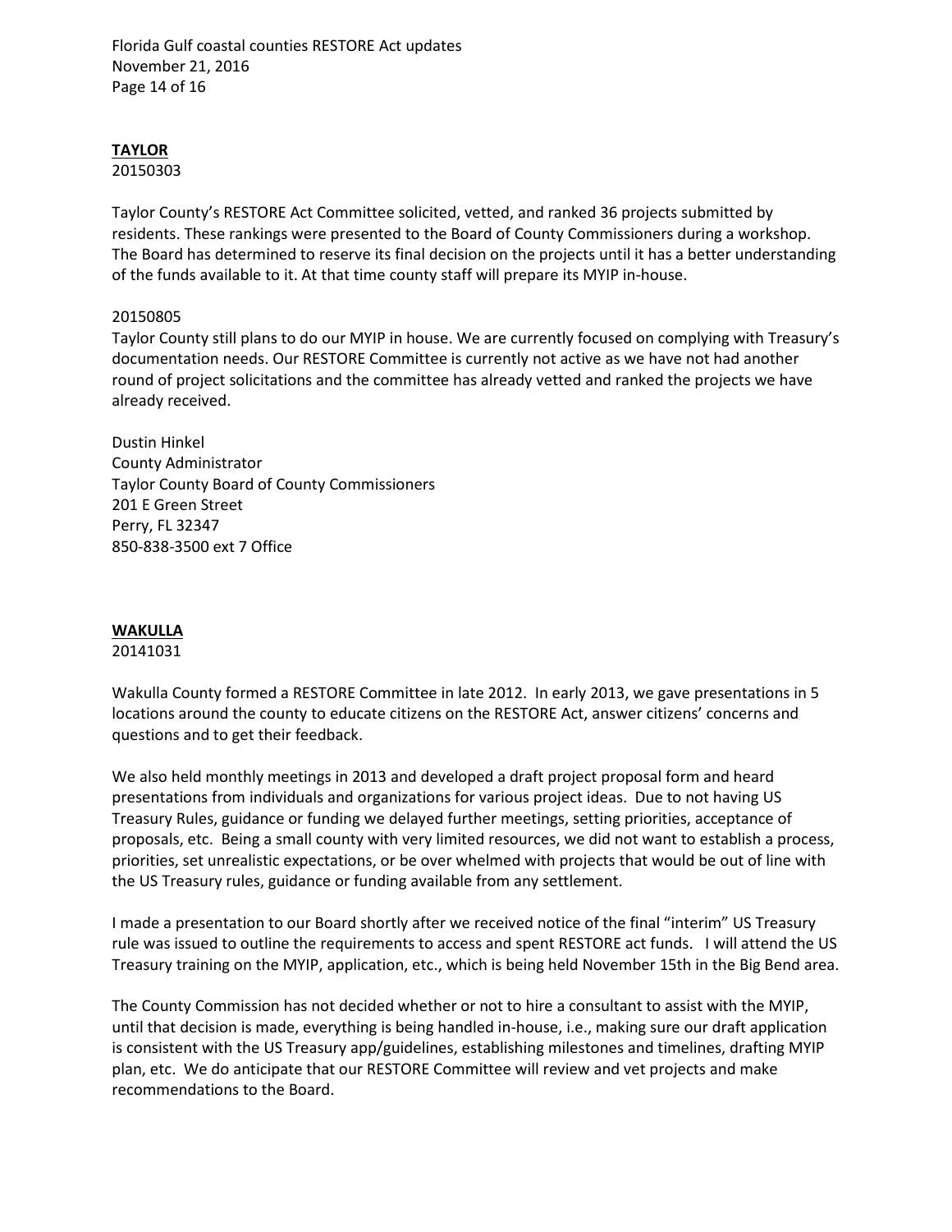**TAYLOR**

20150303

Taylor County's RESTORE Act Committee solicited, vetted, and ranked 36 projects submitted by residents. These rankings were presented to the Board of County Commissioners during a workshop. The Board has determined to reserve its final decision on the projects until it has a better understanding of the funds available to it. At that time county staff will prepare its MYIP in-house.

20150805

Taylor County still plans to do our MYIP in house. We are currently focused on complying with Treasury's documentation needs. Our RESTORE Committee is currently not active as we have not had another round of project solicitations and the committee has already vetted and ranked the projects we have already received.

Dustin Hinkel
County Administrator
Taylor County Board of County Commissioners
201 E Green Street
Perry, FL 32347
850-838-3500 ext 7 Office

**WAKULLA**

20141031

Wakulla County formed a RESTORE Committee in late 2012. In early 2013, we gave presentations in 5 locations around the county to educate citizens on the RESTORE Act, answer citizens' concerns and questions and to get their feedback.

We also held monthly meetings in 2013 and developed a draft project proposal form and heard presentations from individuals and organizations for various project ideas. Due to not having US Treasury Rules, guidance or funding we delayed further meetings, setting priorities, acceptance of proposals, etc. Being a small county with very limited resources, we did not want to establish a process, priorities, set unrealistic expectations, or be over whelmed with projects that would be out of line with the US Treasury rules, guidance or funding available from any settlement.

I made a presentation to our Board shortly after we received notice of the final "interim" US Treasury rule was issued to outline the requirements to access and spent RESTORE act funds. I will attend the US Treasury training on the MYIP, application, etc., which is being held November 15th in the Big Bend area.

The County Commission has not decided whether or not to hire a consultant to assist with the MYIP, until that decision is made, everything is being handled in-house, i.e., making sure our draft application is consistent with the US Treasury app/guidelines, establishing milestones and timelines, drafting MYIP plan, etc. We do anticipate that our RESTORE Committee will review and vet projects and make recommendations to the Board.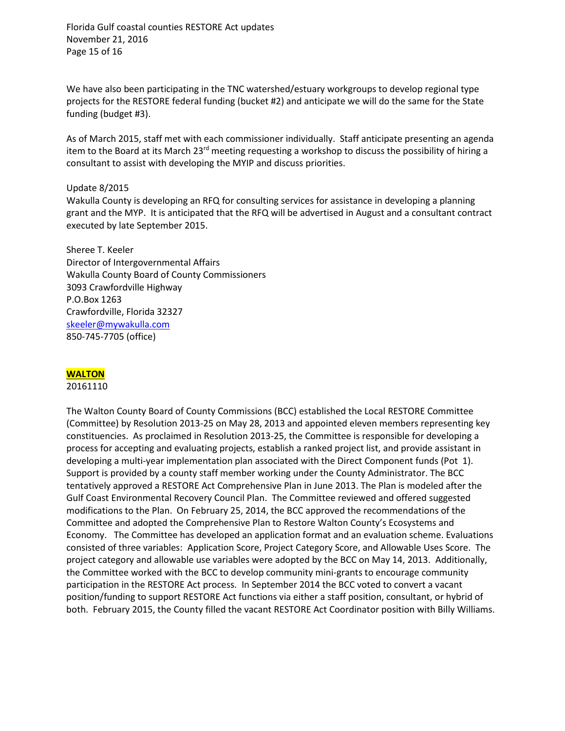We have also been participating in the TNC watershed/estuary workgroups to develop regional type projects for the RESTORE federal funding (bucket #2) and anticipate we will do the same for the State funding (budget #3).

As of March 2015, staff met with each commissioner individually. Staff anticipate presenting an agenda item to the Board at its March 23rd meeting requesting a workshop to discuss the possibility of hiring a consultant to assist with developing the MYIP and discuss priorities.

Update 8/2015
Wakulla County is developing an RFQ for consulting services for assistance in developing a planning grant and the MYP. It is anticipated that the RFQ will be advertised in August and a consultant contract executed by late September 2015.

Sheree T. Keeler
Director of Intergovernmental Affairs
Wakulla County Board of County Commissioners
3093 Crawfordville Highway
P.O.Box 1263
Crawfordville, Florida 32327
skeeler@mywakulla.com
850-745-7705 (office)

## WALTON

20161110

The Walton County Board of County Commissions (BCC) established the Local RESTORE Committee (Committee) by Resolution 2013-25 on May 28, 2013 and appointed eleven members representing key constituencies. As proclaimed in Resolution 2013-25, the Committee is responsible for developing a process for accepting and evaluating projects, establish a ranked project list, and provide assistant in developing a multi-year implementation plan associated with the Direct Component funds (Pot 1). Support is provided by a county staff member working under the County Administrator. The BCC tentatively approved a RESTORE Act Comprehensive Plan in June 2013. The Plan is modeled after the Gulf Coast Environmental Recovery Council Plan. The Committee reviewed and offered suggested modifications to the Plan. On February 25, 2014, the BCC approved the recommendations of the Committee and adopted the Comprehensive Plan to Restore Walton County's Ecosystems and Economy. The Committee has developed an application format and an evaluation scheme. Evaluations consisted of three variables: Application Score, Project Category Score, and Allowable Uses Score. The project category and allowable use variables were adopted by the BCC on May 14, 2013. Additionally, the Committee worked with the BCC to develop community mini-grants to encourage community participation in the RESTORE Act process. In September 2014 the BCC voted to convert a vacant position/funding to support RESTORE Act functions via either a staff position, consultant, or hybrid of both. February 2015, the County filled the vacant RESTORE Act Coordinator position with Billy Williams.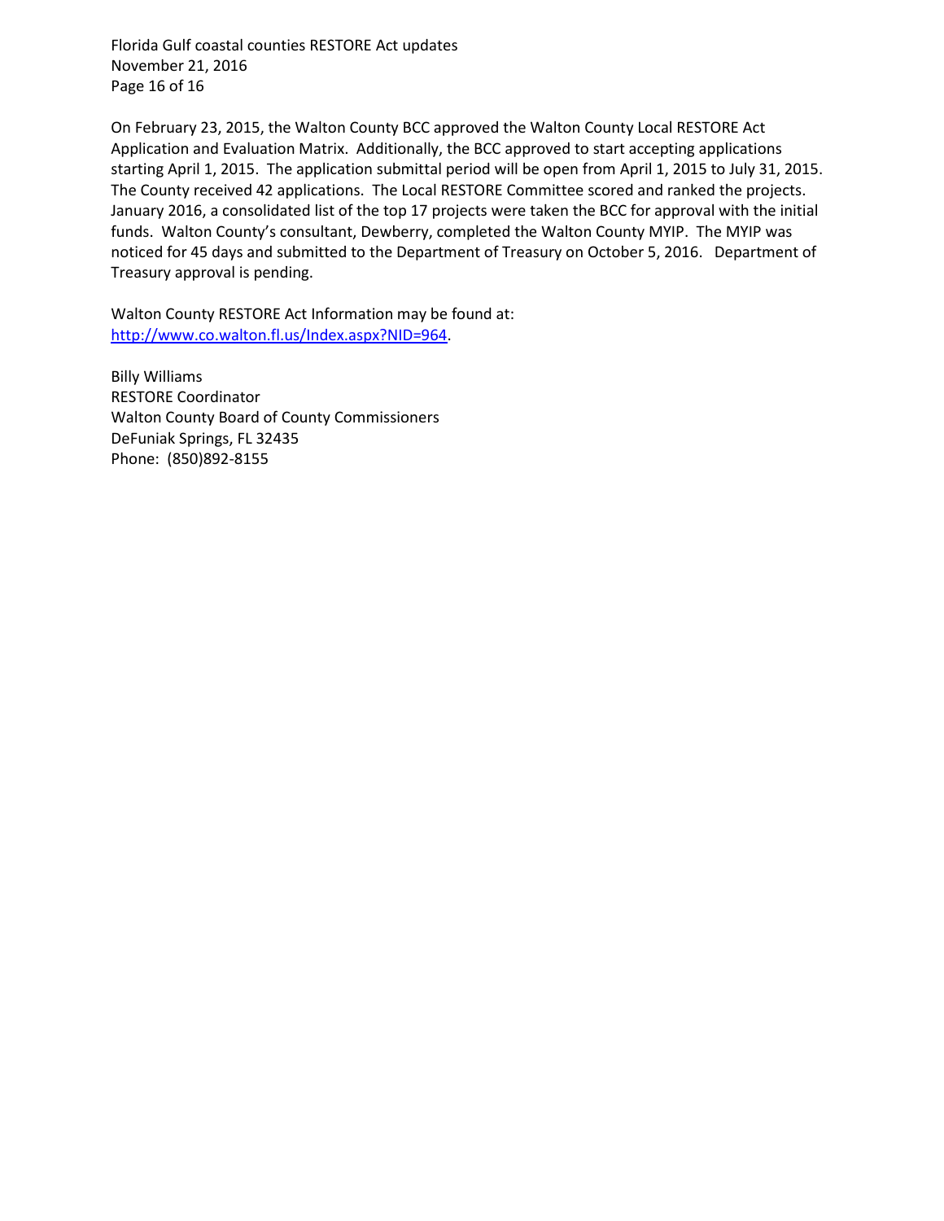On February 23, 2015, the Walton County BCC approved the Walton County Local RESTORE Act Application and Evaluation Matrix. Additionally, the BCC approved to start accepting applications starting April 1, 2015. The application submittal period will be open from April 1, 2015 to July 31, 2015. The County received 42 applications. The Local RESTORE Committee scored and ranked the projects. January 2016, a consolidated list of the top 17 projects were taken the BCC for approval with the initial funds. Walton County's consultant, Dewberry, completed the Walton County MYIP. The MYIP was noticed for 45 days and submitted to the Department of Treasury on October 5, 2016. Department of Treasury approval is pending.

Walton County RESTORE Act Information may be found at: [http://www.co.walton.fl.us/Index.aspx?NID=964](http://www.co.walton.fl.us/Index.aspx?NID=964).

Billy Williams
RESTORE Coordinator
Walton County Board of County Commissioners
DeFuniak Springs, FL 32435
Phone: (850)892-8155